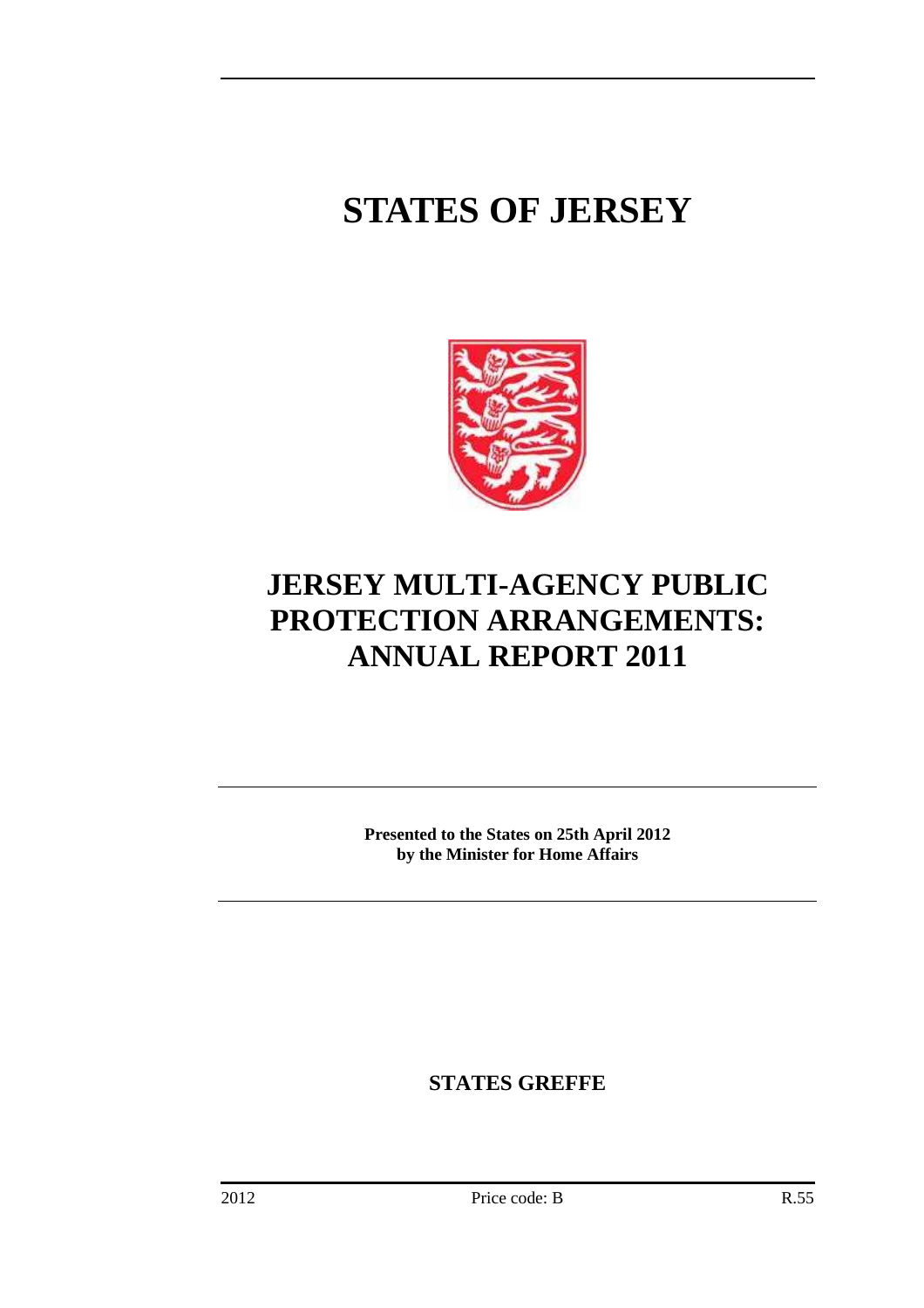# STATES OF JERSEY

# JERSEY MULTI-AGENCY PUBLIC PROTECTION ARRANGEMENTS: ANNUAL REPORT 2011

**Presented to the States on 25th April 2012 by the Minister for Home Affairs**

**STATES GREFFE**

2012 Price code: B R.55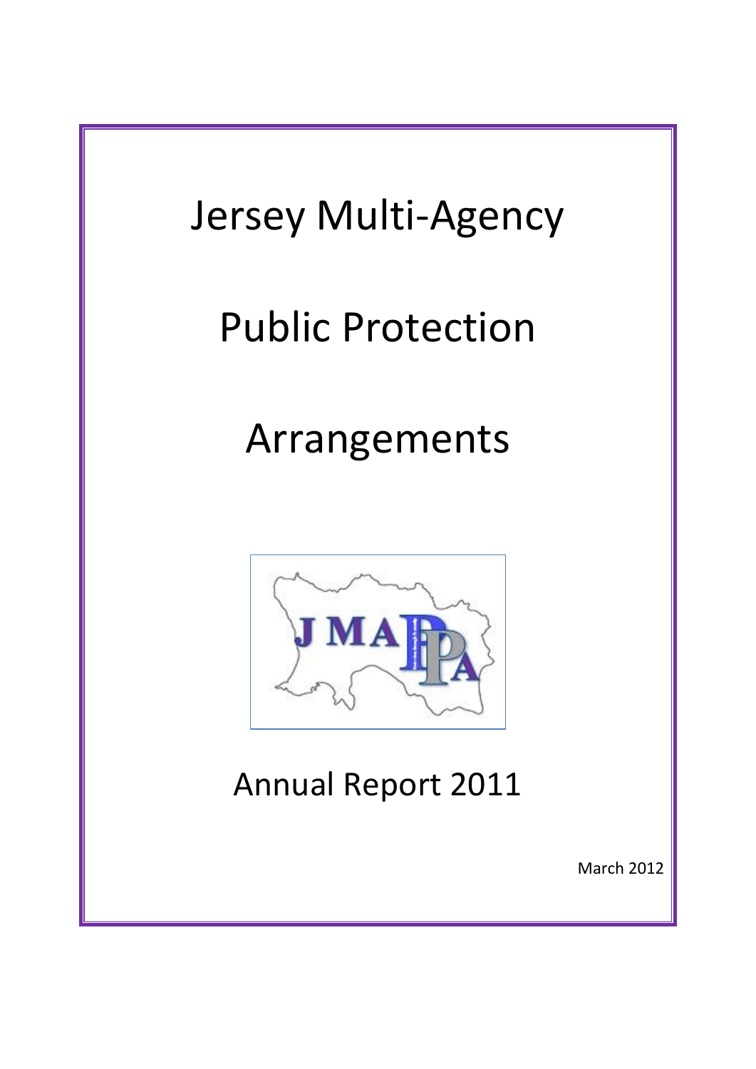# Jersey Multi-Agency

# Public Protection

# Arrangements

## Annual Report 2011

March 2012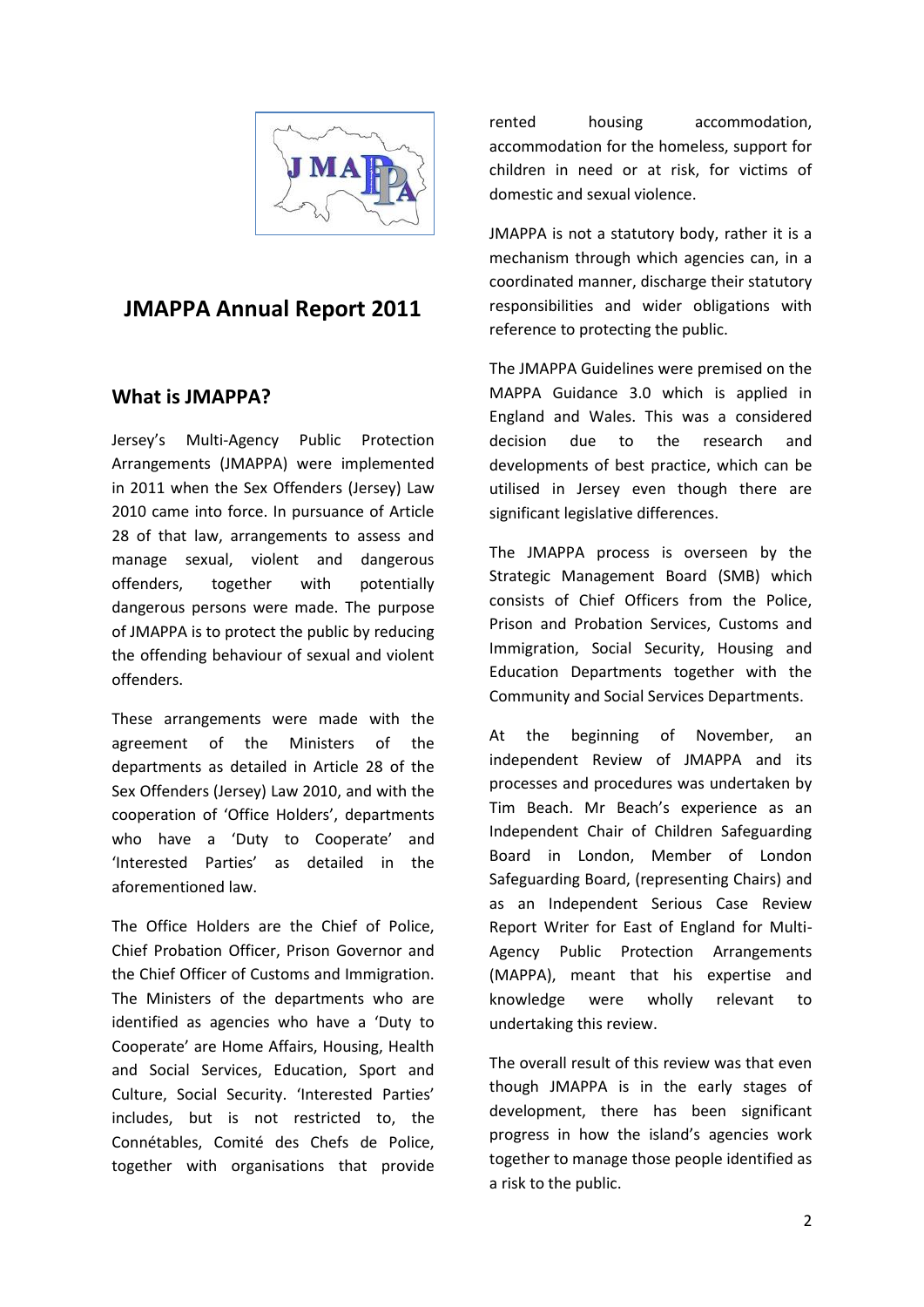# JMAPPA Annual Report 2011

## What is JMAPPA?

Jersey's Multi-Agency Public Protection Arrangements (JMAPPA) were implemented in 2011 when the Sex Offenders (Jersey) Law 2010 came into force. In pursuance of Article 28 of that law, arrangements to assess and manage sexual, violent and dangerous offenders, together with potentially dangerous persons were made. The purpose of JMAPPA is to protect the public by reducing the offending behaviour of sexual and violent offenders.

These arrangements were made with the agreement of the Ministers of the departments as detailed in Article 28 of the Sex Offenders (Jersey) Law 2010, and with the cooperation of 'Office Holders', departments who have a 'Duty to Cooperate' and 'Interested Parties' as detailed in the aforementioned law.

The Office Holders are the Chief of Police, Chief Probation Officer, Prison Governor and the Chief Officer of Customs and Immigration. The Ministers of the departments who are identified as agencies who have a 'Duty to Cooperate' are Home Affairs, Housing, Health and Social Services, Education, Sport and Culture, Social Security. 'Interested Parties' includes, but is not restricted to, the Connétables, Comité des Chefs de Police, together with organisations that provide rented housing accommodation, accommodation for the homeless, support for children in need or at risk, for victims of domestic and sexual violence.

JMAPPA is not a statutory body, rather it is a mechanism through which agencies can, in a coordinated manner, discharge their statutory responsibilities and wider obligations with reference to protecting the public.

The JMAPPA Guidelines were premised on the MAPPA Guidance 3.0 which is applied in England and Wales. This was a considered decision due to the research and developments of best practice, which can be utilised in Jersey even though there are significant legislative differences.

The JMAPPA process is overseen by the Strategic Management Board (SMB) which consists of Chief Officers from the Police, Prison and Probation Services, Customs and Immigration, Social Security, Housing and Education Departments together with the Community and Social Services Departments.

At the beginning of November, an independent Review of JMAPPA and its processes and procedures was undertaken by Tim Beach. Mr Beach's experience as an Independent Chair of Children Safeguarding Board in London, Member of London Safeguarding Board, (representing Chairs) and as an Independent Serious Case Review Report Writer for East of England for Multi-Agency Public Protection Arrangements (MAPPA), meant that his expertise and knowledge were wholly relevant to undertaking this review.

The overall result of this review was that even though JMAPPA is in the early stages of development, there has been significant progress in how the island's agencies work together to manage those people identified as a risk to the public.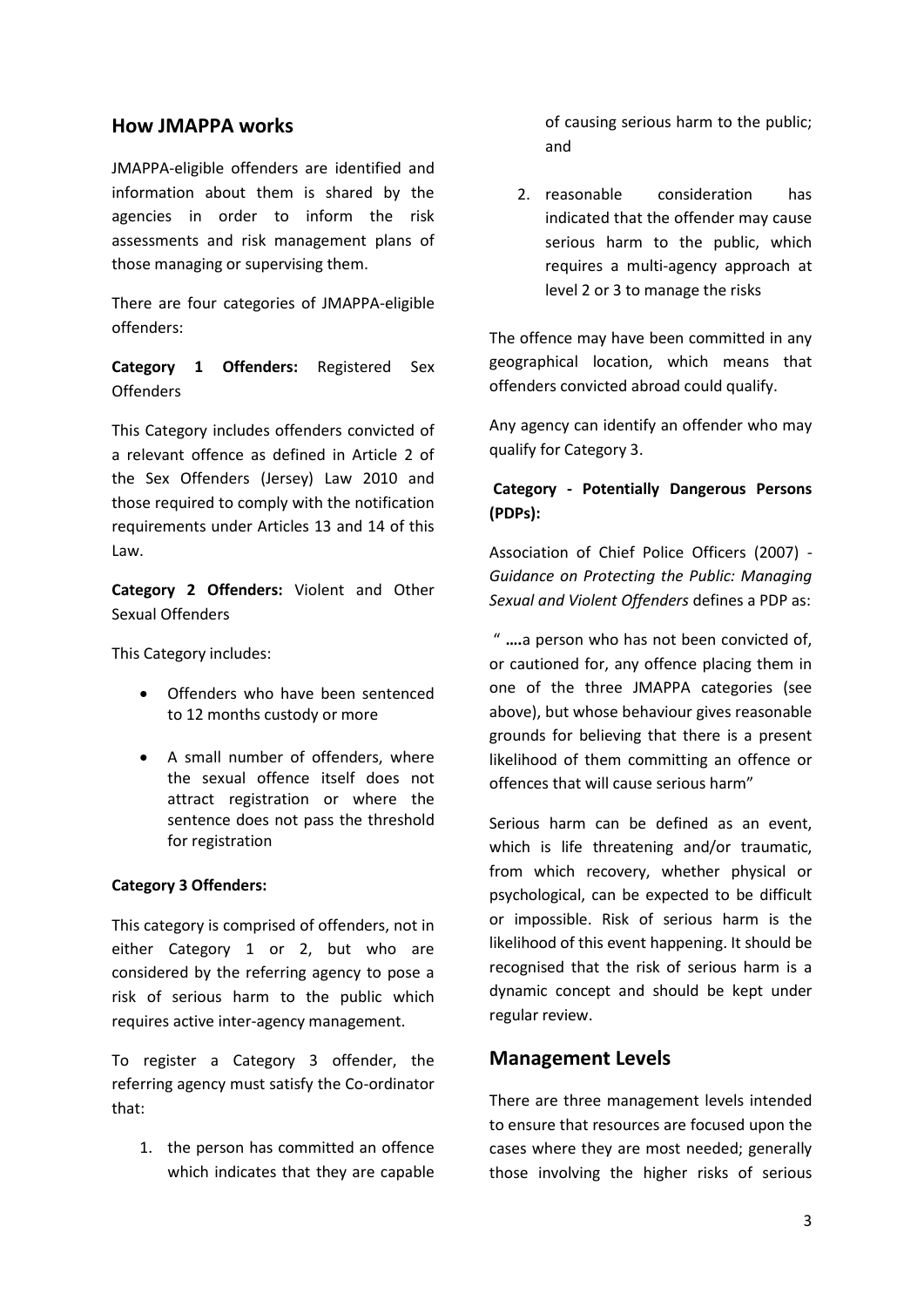## How JMAPPA works

JMAPPA-eligible offenders are identified and information about them is shared by the agencies in order to inform the risk assessments and risk management plans of those managing or supervising them.

There are four categories of JMAPPA-eligible offenders:

**Category 1 Offenders:** Registered Sex Offenders

This Category includes offenders convicted of a relevant offence as defined in Article 2 of the Sex Offenders (Jersey) Law 2010 and those required to comply with the notification requirements under Articles 13 and 14 of this Law.

**Category 2 Offenders:** Violent and Other Sexual Offenders

This Category includes:

- Offenders who have been sentenced to 12 months custody or more
- A small number of offenders, where the sexual offence itself does not attract registration or where the sentence does not pass the threshold for registration

**Category 3 Offenders:**

This category is comprised of offenders, not in either Category 1 or 2, but who are considered by the referring agency to pose a risk of serious harm to the public which requires active inter-agency management.

To register a Category 3 offender, the referring agency must satisfy the Co-ordinator that:

1. the person has committed an offence which indicates that they are capable of causing serious harm to the public; and
2. reasonable consideration has indicated that the offender may cause serious harm to the public, which requires a multi-agency approach at level 2 or 3 to manage the risks

The offence may have been committed in any geographical location, which means that offenders convicted abroad could qualify.

Any agency can identify an offender who may qualify for Category 3.

**Category - Potentially Dangerous Persons (PDPs):**

Association of Chief Police Officers (2007) - *Guidance on Protecting the Public: Managing Sexual and Violent Offenders* defines a PDP as:

" **….**a person who has not been convicted of, or cautioned for, any offence placing them in one of the three JMAPPA categories (see above), but whose behaviour gives reasonable grounds for believing that there is a present likelihood of them committing an offence or offences that will cause serious harm"

Serious harm can be defined as an event, which is life threatening and/or traumatic, from which recovery, whether physical or psychological, can be expected to be difficult or impossible. Risk of serious harm is the likelihood of this event happening. It should be recognised that the risk of serious harm is a dynamic concept and should be kept under regular review.

## Management Levels

There are three management levels intended to ensure that resources are focused upon the cases where they are most needed; generally those involving the higher risks of serious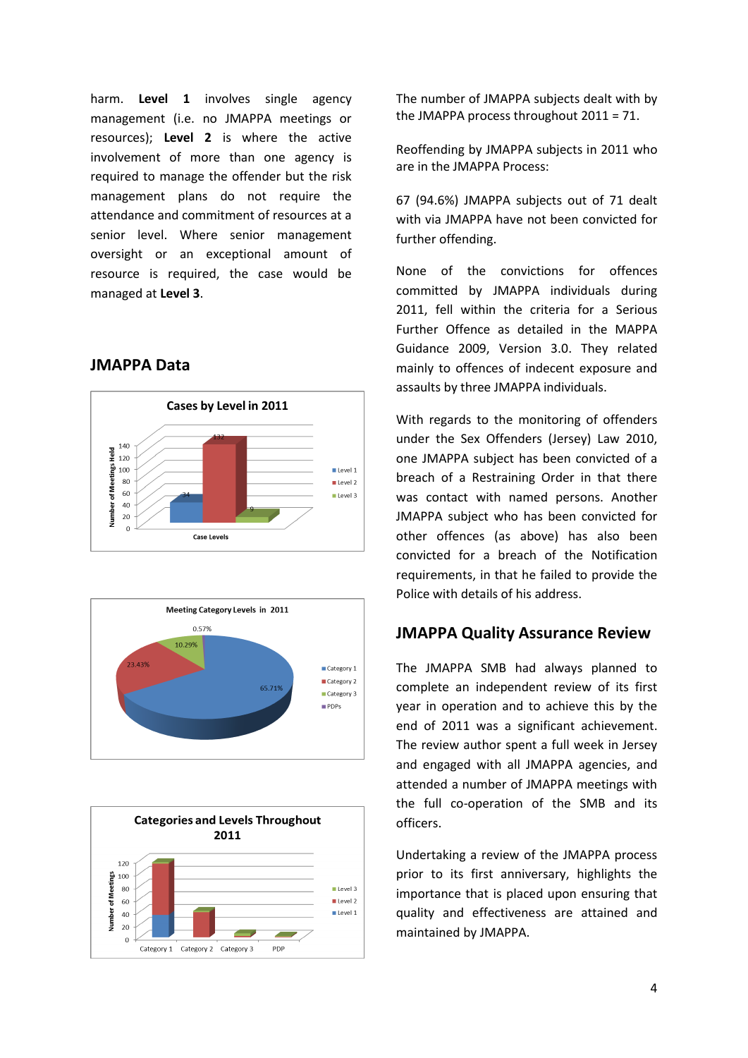harm. **Level 1** involves single agency management (i.e. no JMAPPA meetings or resources); **Level 2** is where the active involvement of more than one agency is required to manage the offender but the risk management plans do not require the attendance and commitment of resources at a senior level. Where senior management oversight or an exceptional amount of resource is required, the case would be managed at **Level 3**.

## JMAPPA Data

**Cases by Level in 2011**

| Case Levels | Number of Meetings Held |
|---|---|
| Level 1 | 34 |
| Level 2 | 132 |
| Level 3 | 9 |

**Meeting Category Levels in 2011**

| Category | Percentage |
|---|---|
| Category 1 | 65.71% |
| Category 2 | 23.43% |
| Category 3 | 10.29% |
| PDPs | 0.57% |

**Categories and Levels Throughout 2011**

(Chart: Number of Meetings by Category 1, Category 2, Category 3, PDP; Level 1, Level 2, Level 3)

The number of JMAPPA subjects dealt with by the JMAPPA process throughout 2011 = 71.

Reoffending by JMAPPA subjects in 2011 who are in the JMAPPA Process:

67 (94.6%) JMAPPA subjects out of 71 dealt with via JMAPPA have not been convicted for further offending.

None of the convictions for offences committed by JMAPPA individuals during 2011, fell within the criteria for a Serious Further Offence as detailed in the MAPPA Guidance 2009, Version 3.0. They related mainly to offences of indecent exposure and assaults by three JMAPPA individuals.

With regards to the monitoring of offenders under the Sex Offenders (Jersey) Law 2010, one JMAPPA subject has been convicted of a breach of a Restraining Order in that there was contact with named persons. Another JMAPPA subject who has been convicted for other offences (as above) has also been convicted for a breach of the Notification requirements, in that he failed to provide the Police with details of his address.

## JMAPPA Quality Assurance Review

The JMAPPA SMB had always planned to complete an independent review of its first year in operation and to achieve this by the end of 2011 was a significant achievement. The review author spent a full week in Jersey and engaged with all JMAPPA agencies, and attended a number of JMAPPA meetings with the full co-operation of the SMB and its officers.

Undertaking a review of the JMAPPA process prior to its first anniversary, highlights the importance that is placed upon ensuring that quality and effectiveness are attained and maintained by JMAPPA.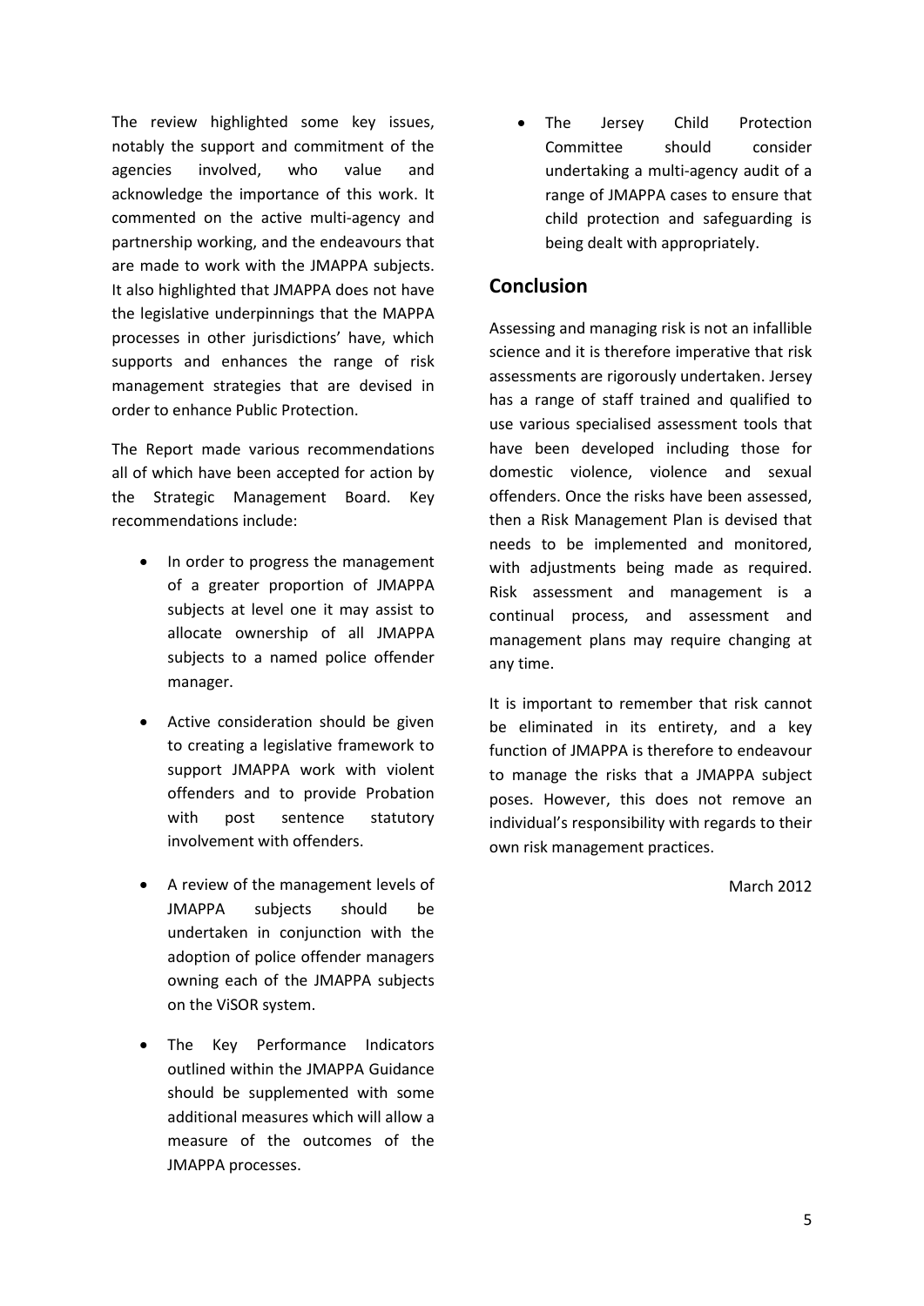The review highlighted some key issues, notably the support and commitment of the agencies involved, who value and acknowledge the importance of this work. It commented on the active multi-agency and partnership working, and the endeavours that are made to work with the JMAPPA subjects. It also highlighted that JMAPPA does not have the legislative underpinnings that the MAPPA processes in other jurisdictions' have, which supports and enhances the range of risk management strategies that are devised in order to enhance Public Protection.

The Report made various recommendations all of which have been accepted for action by the Strategic Management Board. Key recommendations include:

- In order to progress the management of a greater proportion of JMAPPA subjects at level one it may assist to allocate ownership of all JMAPPA subjects to a named police offender manager.
- Active consideration should be given to creating a legislative framework to support JMAPPA work with violent offenders and to provide Probation with post sentence statutory involvement with offenders.
- A review of the management levels of JMAPPA subjects should be undertaken in conjunction with the adoption of police offender managers owning each of the JMAPPA subjects on the ViSOR system.
- The Key Performance Indicators outlined within the JMAPPA Guidance should be supplemented with some additional measures which will allow a measure of the outcomes of the JMAPPA processes.
- The Jersey Child Protection Committee should consider undertaking a multi-agency audit of a range of JMAPPA cases to ensure that child protection and safeguarding is being dealt with appropriately.

## Conclusion

Assessing and managing risk is not an infallible science and it is therefore imperative that risk assessments are rigorously undertaken. Jersey has a range of staff trained and qualified to use various specialised assessment tools that have been developed including those for domestic violence, violence and sexual offenders. Once the risks have been assessed, then a Risk Management Plan is devised that needs to be implemented and monitored, with adjustments being made as required. Risk assessment and management is a continual process, and assessment and management plans may require changing at any time.

It is important to remember that risk cannot be eliminated in its entirety, and a key function of JMAPPA is therefore to endeavour to manage the risks that a JMAPPA subject poses. However, this does not remove an individual's responsibility with regards to their own risk management practices.

March 2012